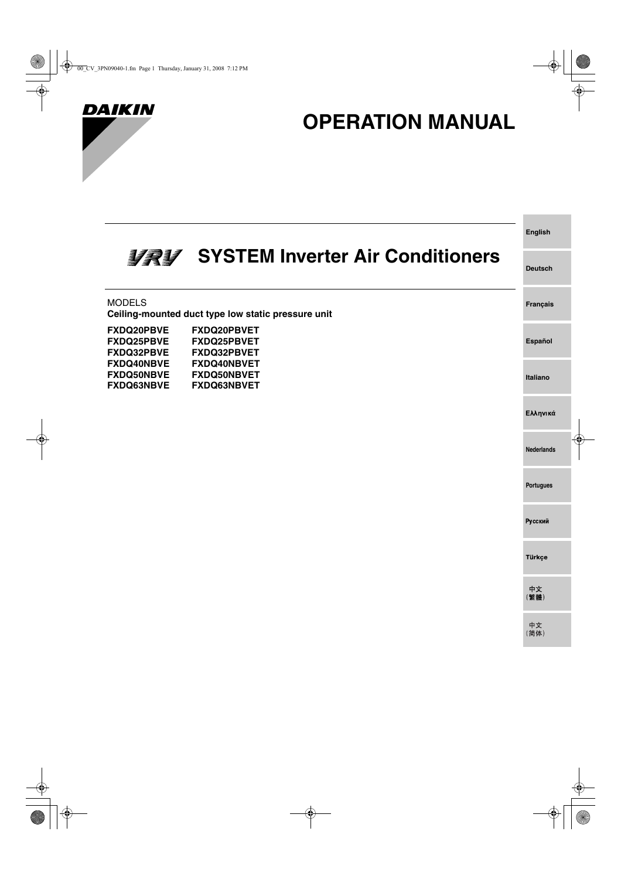DAIKIN

# OPERATION MANUAL

## VRV SYSTEM Inverter Air Conditioners

MODELS

**Ceiling-mounted duct type low static pressure unit**

| | |
|---|---|
| **FXDQ20PBVE** | **FXDQ20PBVET** |
| **FXDQ25PBVE** | **FXDQ25PBVET** |
| **FXDQ32PBVE** | **FXDQ32PBVET** |
| **FXDQ40NBVE** | **FXDQ40NBVET** |
| **FXDQ50NBVE** | **FXDQ50NBVET** |
| **FXDQ63NBVE** | **FXDQ63NBVET** |

English

Deutsch

Français

Español

Italiano

Ελληνικά

Nederlands

Portugues

Русский

Türkçe

中文（繁體）

中文（简体）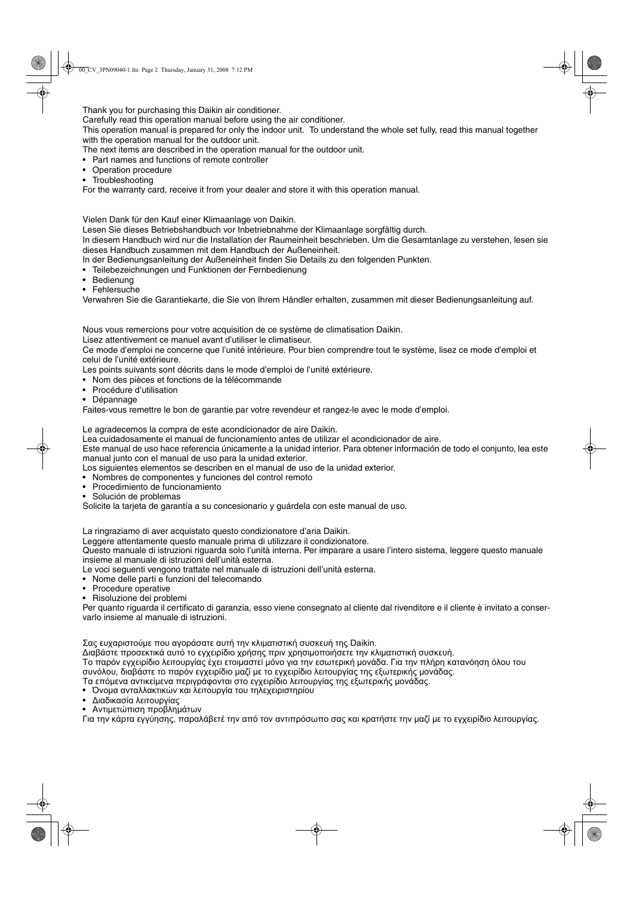Thank you for purchasing this Daikin air conditioner.
Carefully read this operation manual before using the air conditioner.
This operation manual is prepared for only the indoor unit. To understand the whole set fully, read this manual together with the operation manual for the outdoor unit.
The next items are described in the operation manual for the outdoor unit.

- Part names and functions of remote controller
- Operation procedure
- Troubleshooting

For the warranty card, receive it from your dealer and store it with this operation manual.

Vielen Dank für den Kauf einer Klimaanlage von Daikin.
Lesen Sie dieses Betriebshandbuch vor Inbetriebnahme der Klimaanlage sorgfältig durch.
In diesem Handbuch wird nur die Installation der Raumeinheit beschrieben. Um die Gesamtanlage zu verstehen, lesen sie dieses Handbuch zusammen mit dem Handbuch der Außeneinheit.
In der Bedienungsanleitung der Außeneinheit finden Sie Details zu den folgenden Punkten.

- Teilebezeichnungen und Funktionen der Fernbedienung
- Bedienung
- Fehlersuche

Verwahren Sie die Garantiekarte, die Sie von Ihrem Händler erhalten, zusammen mit dieser Bedienungsanleitung auf.

Nous vous remercions pour votre acquisition de ce système de climatisation Daikin.
Lisez attentivement ce manuel avant d'utiliser le climatiseur.
Ce mode d'emploi ne concerne que l'unité intérieure. Pour bien comprendre tout le système, lisez ce mode d'emploi et celui de l'unité extérieure.
Les points suivants sont décrits dans le mode d'emploi de l'unité extérieure.

- Nom des pièces et fonctions de la télécommande
- Procédure d'utilisation
- Dépannage

Faites-vous remettre le bon de garantie par votre revendeur et rangez-le avec le mode d'emploi.

Le agradecemos la compra de este acondicionador de aire Daikin.
Lea cuidadosamente el manual de funcionamiento antes de utilizar el acondicionador de aire.
Este manual de uso hace referencia únicamente a la unidad interior. Para obtener información de todo el conjunto, lea este manual junto con el manual de uso para la unidad exterior.
Los siguientes elementos se describen en el manual de uso de la unidad exterior.

- Nombres de componentes y funciones del control remoto
- Procedimiento de funcionamiento
- Solución de problemas

Solicite la tarjeta de garantía a su concesionario y guárdela con este manual de uso.

La ringraziamo di aver acquistato questo condizionatore d'aria Daikin.
Leggere attentamente questo manuale prima di utilizzare il condizionatore.
Questo manuale di istruzioni riguarda solo l'unità interna. Per imparare a usare l'intero sistema, leggere questo manuale insieme al manuale di istruzioni dell'unità esterna.
Le voci seguenti vengono trattate nel manuale di istruzioni dell'unità esterna.

- Nome delle parti e funzioni del telecomando
- Procedure operative
- Risoluzione dei problemi

Per quanto riguarda il certificato di garanzia, esso viene consegnato al cliente dal rivenditore e il cliente è invitato a conservarlo insieme al manuale di istruzioni.

Σας ευχαριστούμε που αγοράσατε αυτή την κλιματιστική συσκευή της Daikin.
Διαβάστε προσεκτικά αυτό το εγχειρίδιο χρήσης πριν χρησιμοποιήσετε την κλιματιστική συσκευή.
Το παρόν εγχειρίδιο λειτουργίας έχει ετοιμαστεί μόνο για την εσωτερική μονάδα. Για την πλήρη κατανόηση όλου του συνόλου, διαβάστε το παρόν εγχειρίδιο μαζί με το εγχειρίδιο λειτουργίας της εξωτερικής μονάδας.
Τα επόμενα αντικείμενα περιγράφονται στο εγχειρίδιο λειτουργίας της εξωτερικής μονάδας.

- Όνομα ανταλλακτικών και λειτουργία του τηλεχειριστηρίου
- Διαδικασία λειτουργίας
- Αντιμετώπιση προβλημάτων

Για την κάρτα εγγύησης, παραλάβετέ την από τον αντιπρόσωπο σας και κρατήστε την μαζί με το εγχειρίδιο λειτουργίας.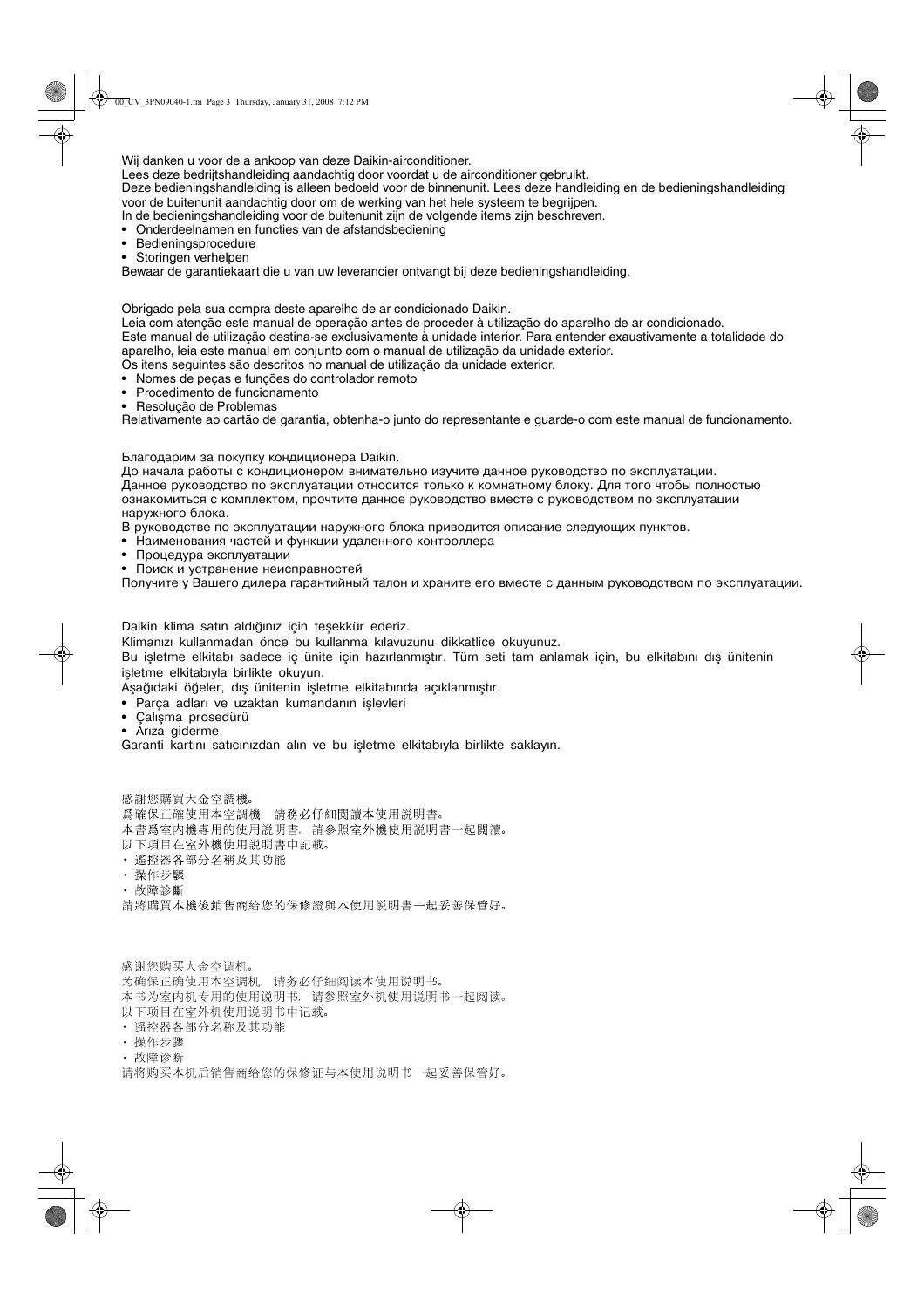Wij danken u voor de a ankoop van deze Daikin-airconditioner.
Lees deze bedrijtshandleiding aandachtig door voordat u de airconditioner gebruikt.
Deze bedieningshandleiding is alleen bedoeld voor de binnenunit. Lees deze handleiding en de bedieningshandleiding voor de buitenunit aandachtig door om de werking van het hele systeem te begrijpen.
In de bedieningshandleiding voor de buitenunit zijn de volgende items zijn beschreven.

- Onderdeelnamen en functies van de afstandsbediening
- Bedieningsprocedure
- Storingen verhelpen

Bewaar de garantiekaart die u van uw leverancier ontvangt bij deze bedieningshandleiding.

Obrigado pela sua compra deste aparelho de ar condicionado Daikin.
Leia com atenção este manual de operação antes de proceder à utilização do aparelho de ar condicionado.
Este manual de utilização destina-se exclusivamente à unidade interior. Para entender exaustivamente a totalidade do aparelho, leia este manual em conjunto com o manual de utilização da unidade exterior.
Os itens seguintes são descritos no manual de utilização da unidade exterior.

- Nomes de peças e funções do controlador remoto
- Procedimento de funcionamento
- Resolução de Problemas

Relativamente ao cartão de garantia, obtenha-o junto do representante e guarde-o com este manual de funcionamento.

Благодарим за покупку кондиционера Daikin.
До начала работы с кондиционером внимательно изучите данное руководство по эксплуатации.
Данное руководство по эксплуатации относится только к комнатному блоку. Для того чтобы полностью ознакомиться с комплектом, прочтите данное руководство вместе с руководством по эксплуатации наружного блока.
В руководстве по эксплуатации наружного блока приводится описание следующих пунктов.

- Наименования частей и функции удаленного контроллера
- Процедура эксплуатации
- Поиск и устранение неисправностей

Получите у Вашего дилера гарантийный талон и храните его вместе с данным руководством по эксплуатации.

Daikin klima satın aldığınız için teşekkür ederiz.
Klimanızı kullanmadan önce bu kullanma kılavuzunu dikkatlice okuyunuz.
Bu işletme elkitabı sadece iç ünite için hazırlanmıştır. Tüm seti tam anlamak için, bu elkitabını dış ünitenin işletme elkitabıyla birlikte okuyun.
Aşağıdaki öğeler, dış ünitenin işletme elkitabında açıklanmıştır.

- Parça adları ve uzaktan kumandanın işlevleri
- Çalışma prosedürü
- Arıza giderme

Garanti kartını satıcınızdan alın ve bu işletme elkitabıyla birlikte saklayın.

感謝您購買大金空調機。
爲確保正確使用本空調機，請務必仔細閱讀本使用說明書。
本書爲室內機專用的使用說明書，請參照室外機使用說明書一起閱讀。
以下項目在室外機使用說明書中記載。

- 遙控器各部分名稱及其功能
- 操作步驟
- 故障診斷

請將購買本機後銷售商給您的保修證與本使用說明書一起妥善保管好。

感谢您购买大金空调机。
为确保正确使用本空调机，请务必仔细阅读本使用说明书。
本书为室内机专用的使用说明书，请参照室外机使用说明书一起阅读。
以下项目在室外机使用说明书中记载。

- 遥控器各部分名称及其功能
- 操作步骤
- 故障诊断

请将购买本机后销售商给您的保修证与本使用说明书一起妥善保管好。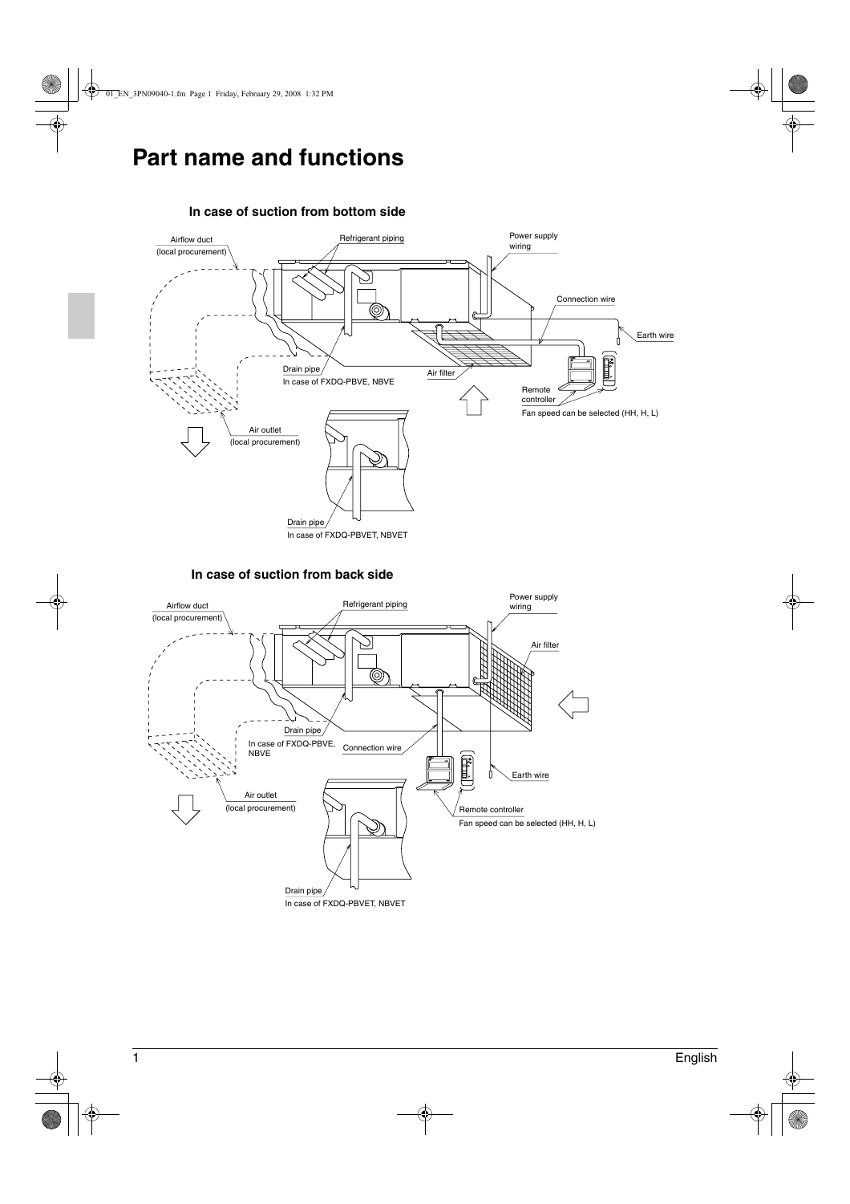# Part name and functions

### In case of suction from bottom side

Airflow duct
(local procurement)

Refrigerant piping

Power supply wiring

Connection wire

Earth wire

Drain pipe
In case of FXDQ-PBVE, NBVE

Air filter

Remote controller
Fan speed can be selected (HH, H, L)

Air outlet
(local procurement)

Drain pipe
In case of FXDQ-PBVET, NBVET

### In case of suction from back side

Airflow duct
(local procurement)

Refrigerant piping

Power supply wiring

Air filter

Drain pipe
In case of FXDQ-PBVE, NBVE

Connection wire

Earth wire

Air outlet
(local procurement)

Remote controller
Fan speed can be selected (HH, H, L)

Drain pipe
In case of FXDQ-PBVET, NBVET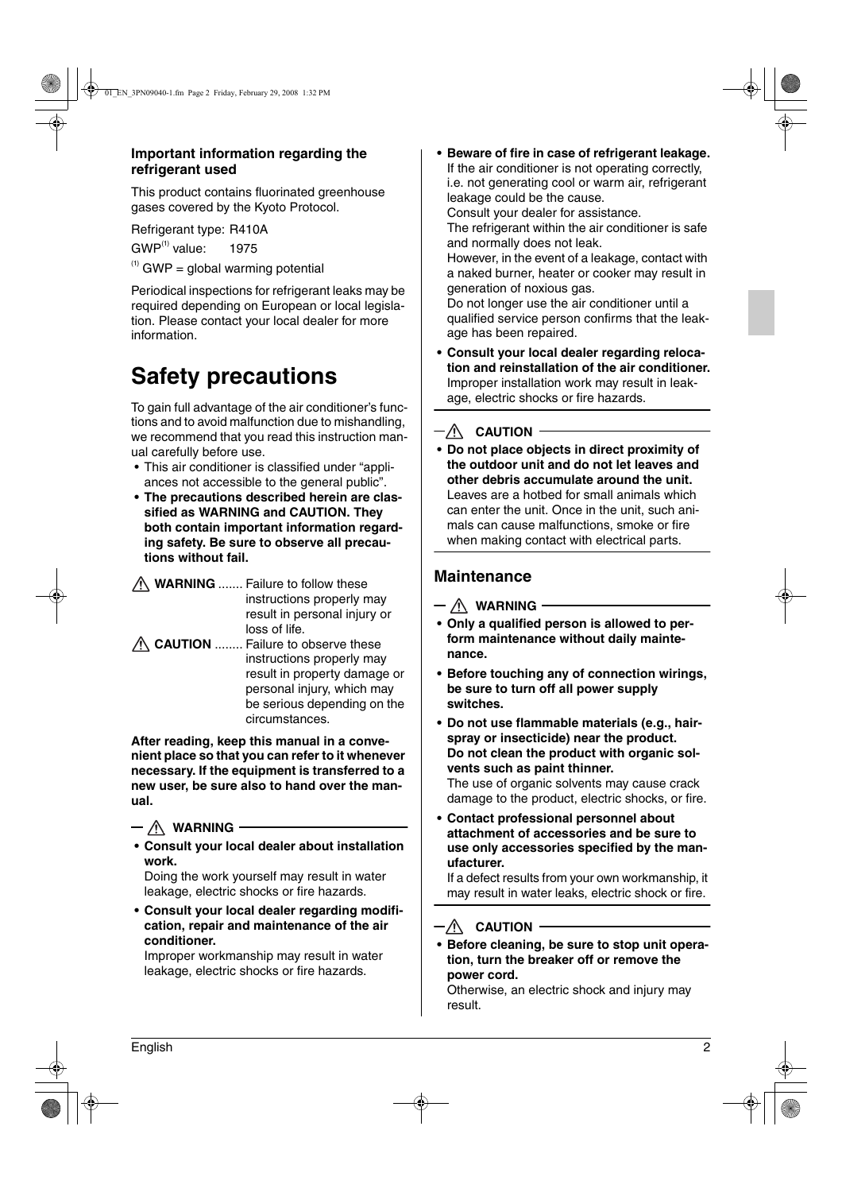**Important information regarding the refrigerant used**

This product contains fluorinated greenhouse gases covered by the Kyoto Protocol.

Refrigerant type: R410A

GWP[1] value: 1975

[1] GWP = global warming potential

Periodical inspections for refrigerant leaks may be required depending on European or local legislation. Please contact your local dealer for more information.

# Safety precautions

To gain full advantage of the air conditioner's functions and to avoid malfunction due to mishandling, we recommend that you read this instruction manual carefully before use.

- This air conditioner is classified under "appliances not accessible to the general public".
- **The precautions described herein are classified as WARNING and CAUTION. They both contain important information regarding safety. Be sure to observe all precautions without fail.**

⚠ **WARNING** ....... Failure to follow these instructions properly may result in personal injury or loss of life.

⚠ **CAUTION** ........ Failure to observe these instructions properly may result in property damage or personal injury, which may be serious depending on the circumstances.

**After reading, keep this manual in a convenient place so that you can refer to it whenever necessary. If the equipment is transferred to a new user, be sure also to hand over the manual.**

⚠ **WARNING**

- **Consult your local dealer about installation work.**
  Doing the work yourself may result in water leakage, electric shocks or fire hazards.
- **Consult your local dealer regarding modification, repair and maintenance of the air conditioner.**
  Improper workmanship may result in water leakage, electric shocks or fire hazards.
- **Beware of fire in case of refrigerant leakage.**
  If the air conditioner is not operating correctly, i.e. not generating cool or warm air, refrigerant leakage could be the cause.
  Consult your dealer for assistance.
  The refrigerant within the air conditioner is safe and normally does not leak.
  However, in the event of a leakage, contact with a naked burner, heater or cooker may result in generation of noxious gas.
  Do not longer use the air conditioner until a qualified service person confirms that the leakage has been repaired.
- **Consult your local dealer regarding relocation and reinstallation of the air conditioner.**
  Improper installation work may result in leakage, electric shocks or fire hazards.

⚠ **CAUTION**

- **Do not place objects in direct proximity of the outdoor unit and do not let leaves and other debris accumulate around the unit.**
  Leaves are a hotbed for small animals which can enter the unit. Once in the unit, such animals can cause malfunctions, smoke or fire when making contact with electrical parts.

## Maintenance

⚠ **WARNING**

- **Only a qualified person is allowed to perform maintenance without daily maintenance.**
- **Before touching any of connection wirings, be sure to turn off all power supply switches.**
- **Do not use flammable materials (e.g., hairspray or insecticide) near the product.**
  **Do not clean the product with organic solvents such as paint thinner.**
  The use of organic solvents may cause crack damage to the product, electric shocks, or fire.
- **Contact professional personnel about attachment of accessories and be sure to use only accessories specified by the manufacturer.**
  If a defect results from your own workmanship, it may result in water leaks, electric shock or fire.

⚠ **CAUTION**

- **Before cleaning, be sure to stop unit operation, turn the breaker off or remove the power cord.**
  Otherwise, an electric shock and injury may result.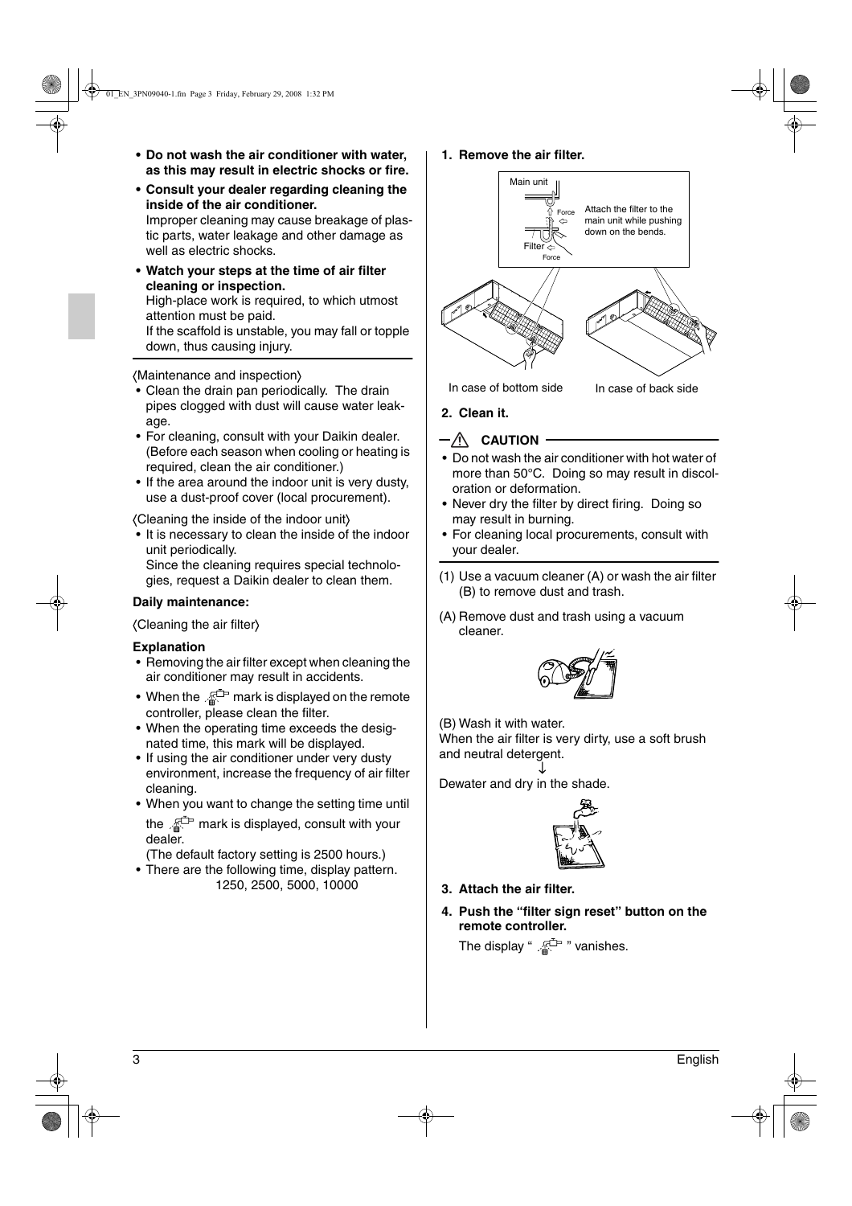- **Do not wash the air conditioner with water, as this may result in electric shocks or fire.**
- **Consult your dealer regarding cleaning the inside of the air conditioner.**
  Improper cleaning may cause breakage of plastic parts, water leakage and other damage as well as electric shocks.
- **Watch your steps at the time of air filter cleaning or inspection.**
  High-place work is required, to which utmost attention must be paid.
  If the scaffold is unstable, you may fall or topple down, thus causing injury.

⟨Maintenance and inspection⟩

- Clean the drain pan periodically. The drain pipes clogged with dust will cause water leakage.
- For cleaning, consult with your Daikin dealer. (Before each season when cooling or heating is required, clean the air conditioner.)
- If the area around the indoor unit is very dusty, use a dust-proof cover (local procurement).

⟨Cleaning the inside of the indoor unit⟩

- It is necessary to clean the inside of the indoor unit periodically.
  Since the cleaning requires special technologies, request a Daikin dealer to clean them.

**Daily maintenance:**

⟨Cleaning the air filter⟩

**Explanation**

- Removing the air filter except when cleaning the air conditioner may result in accidents.
- When the mark is displayed on the remote controller, please clean the filter.
- When the operating time exceeds the designated time, this mark will be displayed.
- If using the air conditioner under very dusty environment, increase the frequency of air filter cleaning.
- When you want to change the setting time until the mark is displayed, consult with your dealer.
  (The default factory setting is 2500 hours.)
- There are the following time, display pattern.
  1250, 2500, 5000, 10000

**1. Remove the air filter.**

Main unit

Force

Filter

Force

Attach the filter to the main unit while pushing down on the bends.

In case of bottom side

In case of back side

**2. Clean it.**

**CAUTION**

- Do not wash the air conditioner with hot water of more than 50°C. Doing so may result in discoloration or deformation.
- Never dry the filter by direct firing. Doing so may result in burning.
- For cleaning local procurements, consult with your dealer.

(1) Use a vacuum cleaner (A) or wash the air filter (B) to remove dust and trash.

(A) Remove dust and trash using a vacuum cleaner.

(B) Wash it with water.
When the air filter is very dirty, use a soft brush and neutral detergent.
↓
Dewater and dry in the shade.

**3. Attach the air filter.**

**4. Push the "filter sign reset" button on the remote controller.**

The display " " vanishes.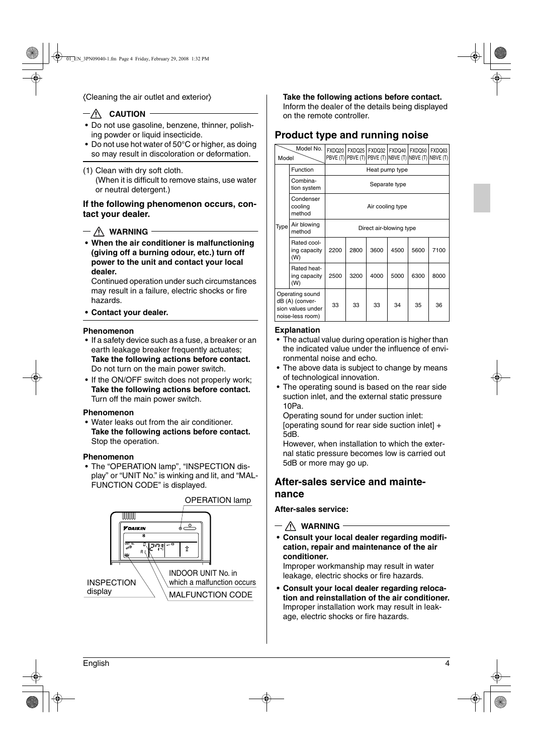〈Cleaning the air outlet and exterior〉

**⚠ CAUTION**

- Do not use gasoline, benzene, thinner, polishing powder or liquid insecticide.
- Do not use hot water of 50°C or higher, as doing so may result in discoloration or deformation.

(1) Clean with dry soft cloth.
(When it is difficult to remove stains, use water or neutral detergent.)

**If the following phenomenon occurs, contact your dealer.**

**⚠ WARNING**

- **When the air conditioner is malfunctioning (giving off a burning odour, etc.) turn off power to the unit and contact your local dealer.**
  Continued operation under such circumstances may result in a failure, electric shocks or fire hazards.
- **Contact your dealer.**

**Phenomenon**

- If a safety device such as a fuse, a breaker or an earth leakage breaker frequently actuates;
  **Take the following actions before contact.**
  Do not turn on the main power switch.
- If the ON/OFF switch does not properly work;
  **Take the following actions before contact.**
  Turn off the main power switch.

**Phenomenon**

- Water leaks out from the air conditioner.
  **Take the following actions before contact.**
  Stop the operation.

**Phenomenon**

- The “OPERATION lamp”, “INSPECTION display” or “UNIT No.” is winking and lit, and “MALFUNCTION CODE” is displayed.

OPERATION lamp

INSPECTION display

INDOOR UNIT No. in which a malfunction occurs

MALFUNCTION CODE

**Take the following actions before contact.**
Inform the dealer of the details being displayed on the remote controller.

## Product type and running noise

| Model \ Model No. | | FXDQ20 PBVE (T) | FXDQ25 PBVE (T) | FXDQ32 PBVE (T) | FXDQ40 NBVE (T) | FXDQ50 NBVE (T) | FXDQ63 NBVE (T) |
|---|---|---|---|---|---|---|---|
| Type | Function | Heat pump type | | | | | |
| | Combination system | Separate type | | | | | |
| | Condenser cooling method | Air cooling type | | | | | |
| | Air blowing method | Direct air-blowing type | | | | | |
| | Rated cooling capacity (W) | 2200 | 2800 | 3600 | 4500 | 5600 | 7100 |
| | Rated heating capacity (W) | 2500 | 3200 | 4000 | 5000 | 6300 | 8000 |
| Operating sound dB (A) (conversion values under noise-less room) | | 33 | 33 | 33 | 34 | 35 | 36 |

**Explanation**

- The actual value during operation is higher than the indicated value under the influence of environmental noise and echo.
- The above data is subject to change by means of technological innovation.
- The operating sound is based on the rear side suction inlet, and the external static pressure 10Pa.
  Operating sound for under suction inlet: [operating sound for rear side suction inlet] + 5dB.
  However, when installation to which the external static pressure becomes low is carried out 5dB or more may go up.

## After-sales service and maintenance

**After-sales service:**

**⚠ WARNING**

- **Consult your local dealer regarding modification, repair and maintenance of the air conditioner.**
  Improper workmanship may result in water leakage, electric shocks or fire hazards.
- **Consult your local dealer regarding relocation and reinstallation of the air conditioner.**
  Improper installation work may result in leakage, electric shocks or fire hazards.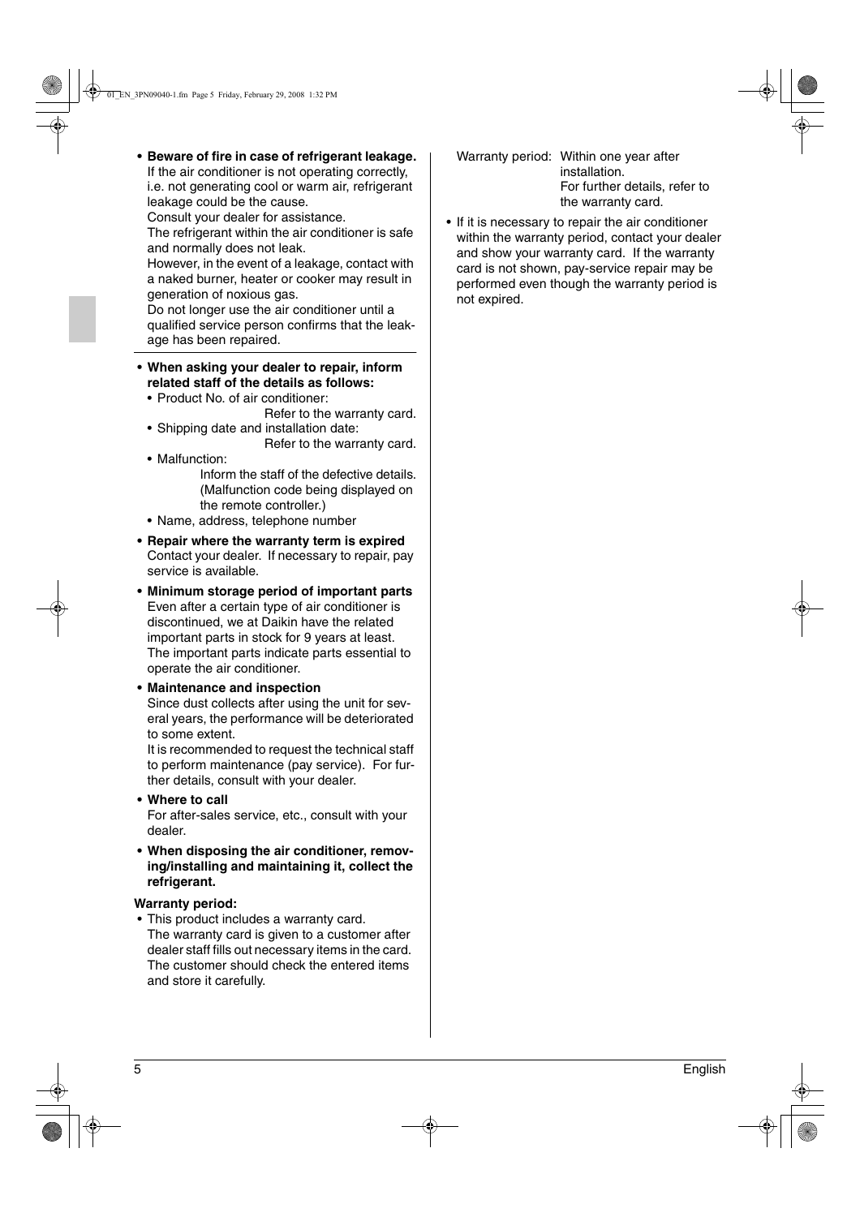- **Beware of fire in case of refrigerant leakage.**
  If the air conditioner is not operating correctly, i.e. not generating cool or warm air, refrigerant leakage could be the cause.
  Consult your dealer for assistance.
  The refrigerant within the air conditioner is safe and normally does not leak.
  However, in the event of a leakage, contact with a naked burner, heater or cooker may result in generation of noxious gas.
  Do not longer use the air conditioner until a qualified service person confirms that the leakage has been repaired.

---

- **When asking your dealer to repair, inform related staff of the details as follows:**
  - Product No. of air conditioner:
    Refer to the warranty card.
  - Shipping date and installation date:
    Refer to the warranty card.
  - Malfunction:
    Inform the staff of the defective details. (Malfunction code being displayed on the remote controller.)
  - Name, address, telephone number
- **Repair where the warranty term is expired**
  Contact your dealer. If necessary to repair, pay service is available.
- **Minimum storage period of important parts**
  Even after a certain type of air conditioner is discontinued, we at Daikin have the related important parts in stock for 9 years at least.
  The important parts indicate parts essential to operate the air conditioner.
- **Maintenance and inspection**
  Since dust collects after using the unit for several years, the performance will be deteriorated to some extent.
  It is recommended to request the technical staff to perform maintenance (pay service). For further details, consult with your dealer.
- **Where to call**
  For after-sales service, etc., consult with your dealer.
- **When disposing the air conditioner, removing/installing and maintaining it, collect the refrigerant.**

**Warranty period:**

- This product includes a warranty card.
  The warranty card is given to a customer after dealer staff fills out necessary items in the card. The customer should check the entered items and store it carefully.

  Warranty period: Within one year after installation.
  For further details, refer to the warranty card.
- If it is necessary to repair the air conditioner within the warranty period, contact your dealer and show your warranty card. If the warranty card is not shown, pay-service repair may be performed even though the warranty period is not expired.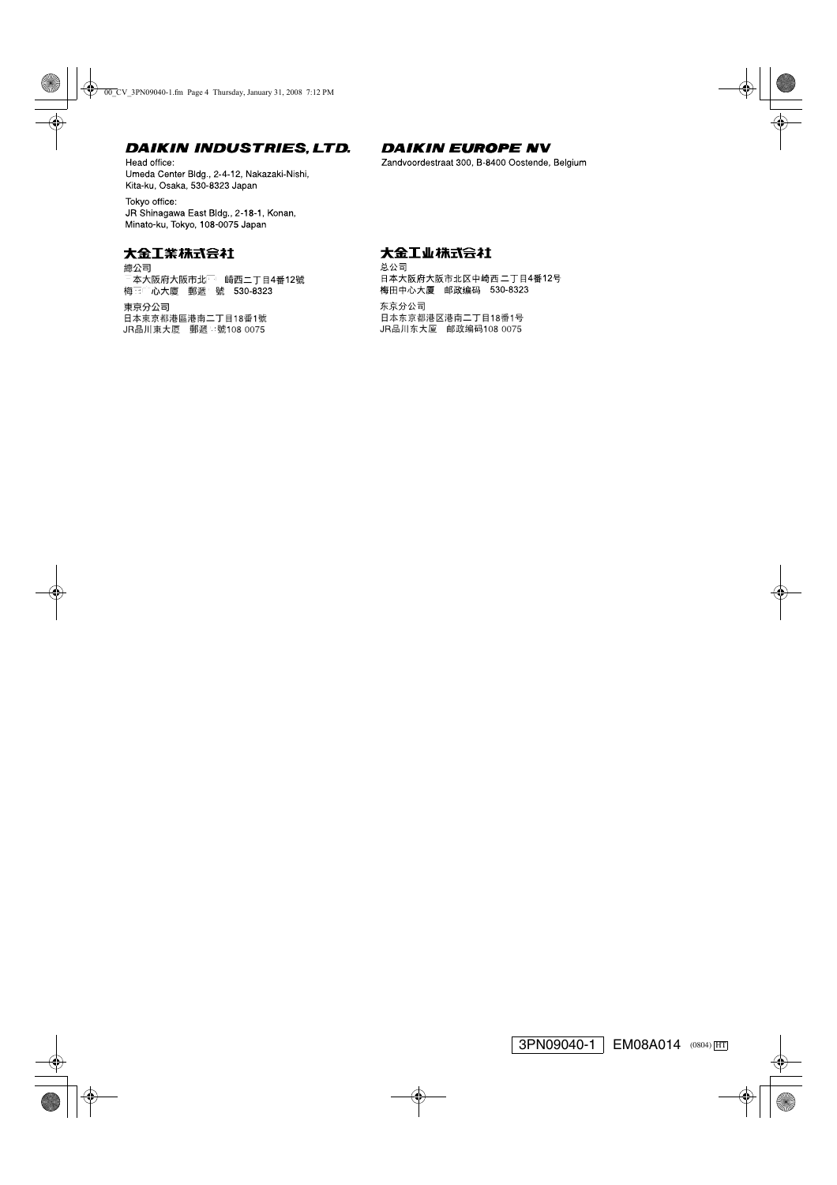## DAIKIN INDUSTRIES, LTD.

Head office:
Umeda Center Bldg., 2-4-12, Nakazaki-Nishi,
Kita-ku, Osaka, 530-8323 Japan

Tokyo office:
JR Shinagawa East Bldg., 2-18-1, Konan,
Minato-ku, Tokyo, 108-0075 Japan

## DAIKIN EUROPE NV

Zandvoordestraat 300, B-8400 Oostende, Belgium

## 大金工業株式会社

總公司
本大阪府大阪市北 崎西二丁目4番12號
梅 心大厦 郵遞 號 530-8323

東京分公司
日本東京都港區港南二丁目18番1號
JR品川東大厦 郵遞 號108 0075

## 大金工业株式会社

总公司
日本大阪府大阪市北区中崎西二丁目4番12号
梅田中心大厦 邮政编码 530-8323

东京分公司
日本东京都港区港南二丁目18番1号
JR品川东大厦 邮政编码108 0075

3PN09040-1 EM08A014 (0804) HT